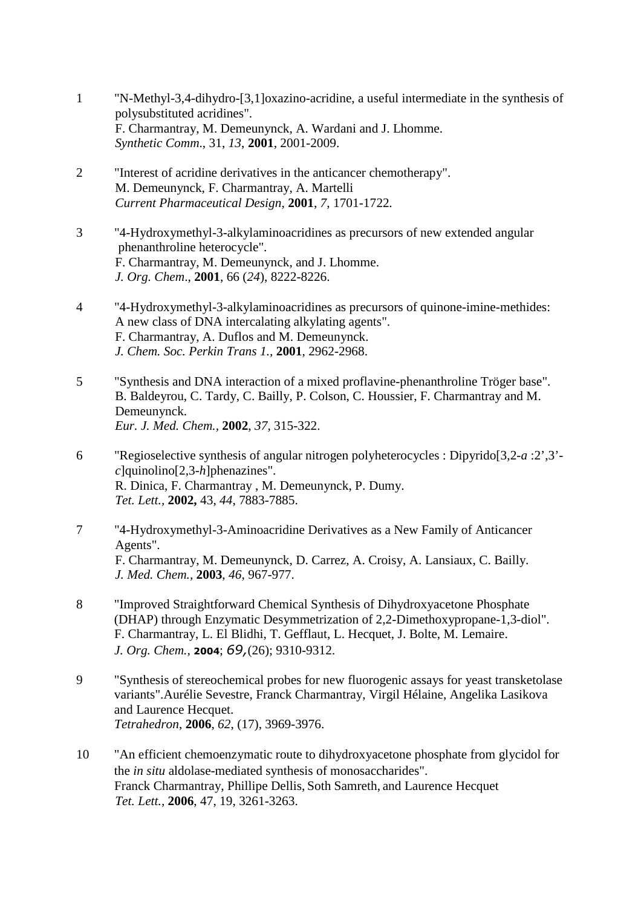1 "N-Methyl-3,4-dihydro-[3,1]oxazino-acridine, a useful intermediate in the synthesis of polysubstituted acridines".
F. Charmantray, M. Demeunynck, A. Wardani and J. Lhomme.
*Synthetic Comm.*, 31, *13*, **2001**, 2001-2009.

2 "Interest of acridine derivatives in the anticancer chemotherapy".
M. Demeunynck, F. Charmantray, A. Martelli
*Current Pharmaceutical Design*, **2001**, *7*, 1701-1722.

3 "4-Hydroxymethyl-3-alkylaminoacridines as precursors of new extended angular phenanthroline heterocycle".
F. Charmantray, M. Demeunynck, and J. Lhomme.
*J. Org. Chem*., **2001**, 66 (*24*), 8222-8226.

4 "4-Hydroxymethyl-3-alkylaminoacridines as precursors of quinone-imine-methides: A new class of DNA intercalating alkylating agents".
F. Charmantray, A. Duflos and M. Demeunynck.
*J. Chem. Soc. Perkin Trans 1.*, **2001**, 2962-2968.

5 "Synthesis and DNA interaction of a mixed proflavine-phenanthroline Tröger base".
B. Baldeyrou, C. Tardy, C. Bailly, P. Colson, C. Houssier, F. Charmantray and M. Demeunynck.
*Eur. J. Med. Chem.*, **2002**, *37*, 315-322.

6 "Regioselective synthesis of angular nitrogen polyheterocycles : Dipyrido[3,2-*a* :2',3'-*c*]quinolino[2,3-*h*]phenazines".
R. Dinica, F. Charmantray , M. Demeunynck, P. Dumy.
*Tet. Lett.*, **2002,** 43, *44*, 7883-7885.

7 "4-Hydroxymethyl-3-Aminoacridine Derivatives as a New Family of Anticancer Agents".
F. Charmantray, M. Demeunynck, D. Carrez, A. Croisy, A. Lansiaux, C. Bailly.
*J. Med. Chem.*, **2003**, *46*, 967-977.

8 "Improved Straightforward Chemical Synthesis of Dihydroxyacetone Phosphate (DHAP) through Enzymatic Desymmetrization of 2,2-Dimethoxypropane-1,3-diol".
F. Charmantray, L. El Blidhi, T. Gefflaut, L. Hecquet, J. Bolte, M. Lemaire.
*J. Org. Chem.*, **2004**; *69,*(26); 9310-9312.

9 "Synthesis of stereochemical probes for new fluorogenic assays for yeast transketolase variants".Aurélie Sevestre, Franck Charmantray, Virgil Hélaine, Angelika Lasikova and Laurence Hecquet.
*Tetrahedron*, **2006**, *62*, (17), 3969-3976.

10 "An efficient chemoenzymatic route to dihydroxyacetone phosphate from glycidol for the *in situ* aldolase-mediated synthesis of monosaccharides".
Franck Charmantray, Phillipe Dellis, Soth Samreth, and Laurence Hecquet
*Tet. Lett.*, **2006**, 47, 19, 3261-3263.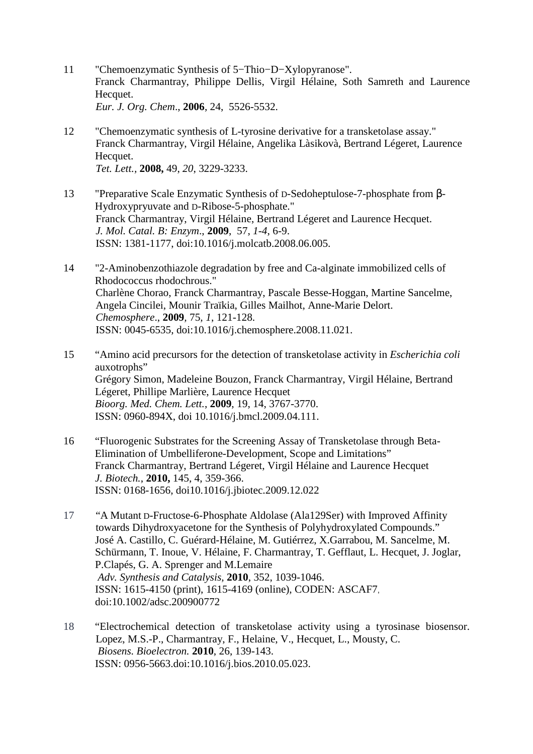11 "Chemoenzymatic Synthesis of 5−Thio−D−Xylopyranose".
Franck Charmantray, Philippe Dellis, Virgil Hélaine, Soth Samreth and Laurence Hecquet.
*Eur. J. Org. Chem*., **2006**, 24, 5526-5532.

12 "Chemoenzymatic synthesis of L-tyrosine derivative for a transketolase assay."
Franck Charmantray, Virgil Hélaine, Angelika Làsikovà, Bertrand Légeret, Laurence Hecquet.
*Tet. Lett.*, **2008,** 49, *20*, 3229-3233.

13 "Preparative Scale Enzymatic Synthesis of D-Sedoheptulose-7-phosphate from β-Hydroxypryuvate and D-Ribose-5-phosphate."
Franck Charmantray, Virgil Hélaine, Bertrand Légeret and Laurence Hecquet.
*J. Mol. Catal. B: Enzym*., **2009**, 57, *1-4*, 6-9.
ISSN: 1381-1177, doi:10.1016/j.molcatb.2008.06.005.

14 "2-Aminobenzothiazole degradation by free and Ca-alginate immobilized cells of Rhodococcus rhodochrous."
Charlène Chorao, Franck Charmantray, Pascale Besse-Hoggan, Martine Sancelme, Angela Cincilei, Mounir Traïkia, Gilles Mailhot, Anne-Marie Delort.
*Chemosphere*., **2009**, 75, *1*, 121-128.
ISSN: 0045-6535, doi:10.1016/j.chemosphere.2008.11.021.

15 "Amino acid precursors for the detection of transketolase activity in *Escherichia coli* auxotrophs"
Grégory Simon, Madeleine Bouzon, Franck Charmantray, Virgil Hélaine, Bertrand Légeret, Phillipe Marlière, Laurence Hecquet
*Bioorg. Med. Chem. Lett.*, **2009**, 19, 14, 3767-3770.
ISSN: 0960-894X, doi 10.1016/j.bmcl.2009.04.111.

16 "Fluorogenic Substrates for the Screening Assay of Transketolase through Beta-Elimination of Umbelliferone-Development, Scope and Limitations"
Franck Charmantray, Bertrand Légeret, Virgil Hélaine and Laurence Hecquet
*J. Biotech.*, **2010,** 145, 4, 359-366.
ISSN: 0168-1656, doi10.1016/j.jbiotec.2009.12.022

17 "A Mutant D-Fructose-6-Phosphate Aldolase (Ala129Ser) with Improved Affinity towards Dihydroxyacetone for the Synthesis of Polyhydroxylated Compounds."
José A. Castillo, C. Guérard-Hélaine, M. Gutiérrez, X.Garrabou, M. Sancelme, M. Schürmann, T. Inoue, V. Hélaine, F. Charmantray, T. Gefflaut, L. Hecquet, J. Joglar, P.Clapés, G. A. Sprenger and M.Lemaire
*Adv. Synthesis and Catalysis*, **2010**, 352, 1039-1046.
ISSN: 1615-4150 (print), 1615-4169 (online), CODEN: ASCAF7, doi:10.1002/adsc.200900772

18 "Electrochemical detection of transketolase activity using a tyrosinase biosensor.
Lopez, M.S.-P., Charmantray, F., Helaine, V., Hecquet, L., Mousty, C.
*Biosens. Bioelectron.* **2010**, 26, 139-143.
ISSN: 0956-5663.doi:10.1016/j.bios.2010.05.023.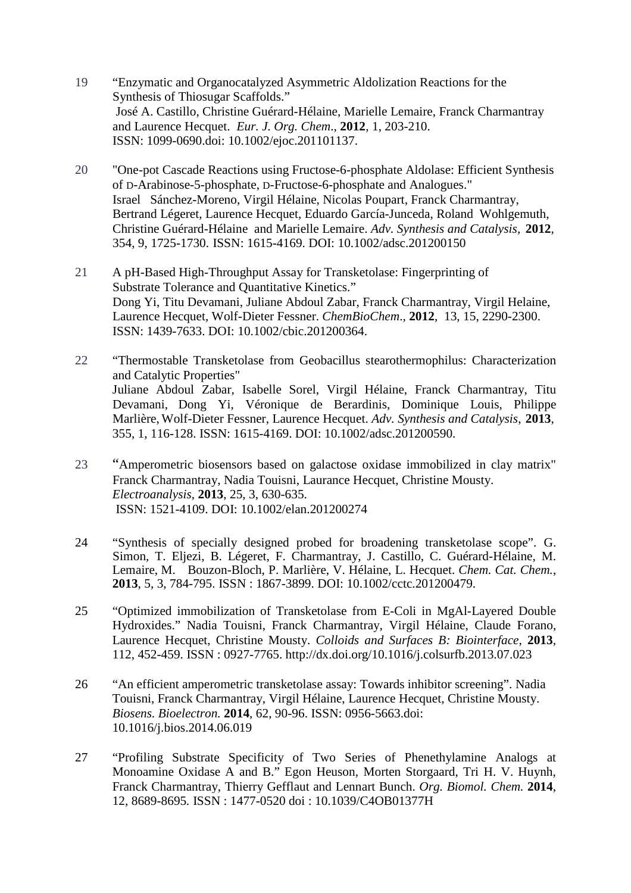19 "Enzymatic and Organocatalyzed Asymmetric Aldolization Reactions for the Synthesis of Thiosugar Scaffolds."
José A. Castillo, Christine Guérard-Hélaine, Marielle Lemaire, Franck Charmantray and Laurence Hecquet. *Eur. J. Org. Chem*., **2012**, 1, 203-210.
ISSN: 1099-0690.doi: 10.1002/ejoc.201101137.

20 "One-pot Cascade Reactions using Fructose-6-phosphate Aldolase: Efficient Synthesis of D-Arabinose-5-phosphate, D-Fructose-6-phosphate and Analogues."
Israel Sánchez-Moreno, Virgil Hélaine, Nicolas Poupart, Franck Charmantray, Bertrand Légeret, Laurence Hecquet, Eduardo García-Junceda, Roland Wohlgemuth, Christine Guérard-Hélaine and Marielle Lemaire. *Adv. Synthesis and Catalysis*, **2012**, 354, 9, 1725-1730. ISSN: 1615-4169. DOI: 10.1002/adsc.201200150

21 A pH-Based High-Throughput Assay for Transketolase: Fingerprinting of Substrate Tolerance and Quantitative Kinetics."
Dong Yi, Titu Devamani, Juliane Abdoul Zabar, Franck Charmantray, Virgil Helaine, Laurence Hecquet, Wolf-Dieter Fessner. *ChemBioChem*., **2012**, 13, 15, 2290-2300.
ISSN: 1439-7633. DOI: 10.1002/cbic.201200364.

22 "Thermostable Transketolase from Geobacillus stearothermophilus: Characterization and Catalytic Properties"
Juliane Abdoul Zabar, Isabelle Sorel, Virgil Hélaine, Franck Charmantray, Titu Devamani, Dong Yi, Véronique de Berardinis, Dominique Louis, Philippe Marlière, Wolf-Dieter Fessner, Laurence Hecquet. *Adv. Synthesis and Catalysis*, **2013**, 355, 1, 116-128. ISSN: 1615-4169. DOI: 10.1002/adsc.201200590.

23 "Amperometric biosensors based on galactose oxidase immobilized in clay matrix"
Franck Charmantray, Nadia Touisni, Laurance Hecquet, Christine Mousty.
*Electroanalysis*, **2013**, 25, 3, 630-635.
ISSN: 1521-4109. DOI: 10.1002/elan.201200274

24 "Synthesis of specially designed probed for broadening transketolase scope". G. Simon, T. Eljezi, B. Légeret, F. Charmantray, J. Castillo, C. Guérard-Hélaine, M. Lemaire, M. Bouzon-Bloch, P. Marlière, V. Hélaine, L. Hecquet. *Chem. Cat. Chem.*, **2013**, 5, 3, 784-795. ISSN : 1867-3899. DOI: 10.1002/cctc.201200479.

25 "Optimized immobilization of Transketolase from E-Coli in MgAl-Layered Double Hydroxides." Nadia Touisni, Franck Charmantray, Virgil Hélaine, Claude Forano, Laurence Hecquet, Christine Mousty. *Colloids and Surfaces B: Biointerface*, **2013**, 112, 452-459. ISSN : 0927-7765. http://dx.doi.org/10.1016/j.colsurfb.2013.07.023

26 "An efficient amperometric transketolase assay: Towards inhibitor screening". Nadia Touisni, Franck Charmantray, Virgil Hélaine, Laurence Hecquet, Christine Mousty. *Biosens. Bioelectron.* **2014**, 62, 90-96. ISSN: 0956-5663.doi: 10.1016/j.bios.2014.06.019

27 "Profiling Substrate Specificity of Two Series of Phenethylamine Analogs at Monoamine Oxidase A and B." Egon Heuson, Morten Storgaard, Tri H. V. Huynh, Franck Charmantray, Thierry Gefflaut and Lennart Bunch. *Org. Biomol. Chem.* **2014**, 12, 8689-8695. ISSN : 1477-0520 doi : 10.1039/C4OB01377H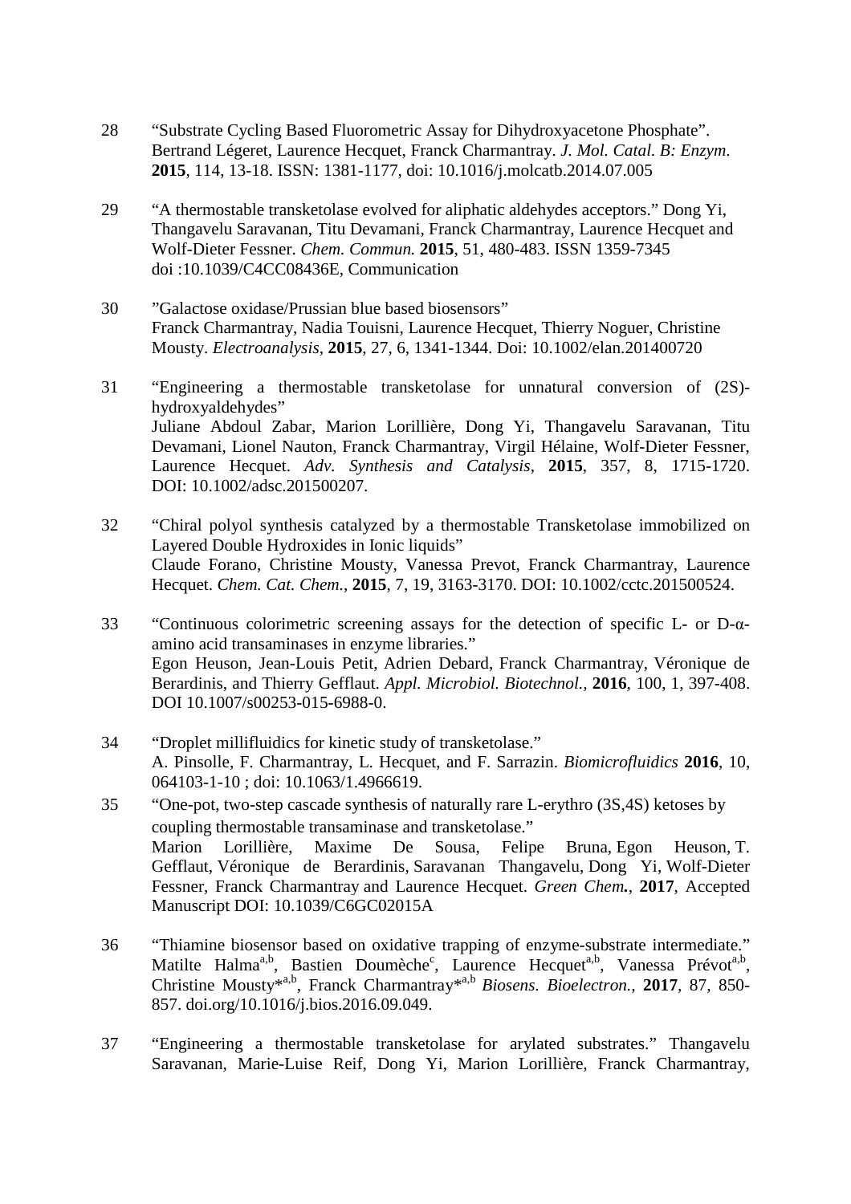28 "Substrate Cycling Based Fluorometric Assay for Dihydroxyacetone Phosphate". Bertrand Légeret, Laurence Hecquet, Franck Charmantray. *J. Mol. Catal. B: Enzym*. **2015**, 114, 13-18. ISSN: 1381-1177, doi: 10.1016/j.molcatb.2014.07.005

29 "A thermostable transketolase evolved for aliphatic aldehydes acceptors." Dong Yi, Thangavelu Saravanan, Titu Devamani, Franck Charmantray, Laurence Hecquet and Wolf-Dieter Fessner. *Chem. Commun.* **2015**, 51, 480-483. ISSN 1359-7345 doi :10.1039/C4CC08436E, Communication

30 "Galactose oxidase/Prussian blue based biosensors" Franck Charmantray, Nadia Touisni, Laurence Hecquet, Thierry Noguer, Christine Mousty. *Electroanalysis*, **2015**, 27, 6, 1341-1344. Doi: 10.1002/elan.201400720

31 "Engineering a thermostable transketolase for unnatural conversion of (2S)-hydroxyaldehydes" Juliane Abdoul Zabar, Marion Lorillière, Dong Yi, Thangavelu Saravanan, Titu Devamani, Lionel Nauton, Franck Charmantray, Virgil Hélaine, Wolf-Dieter Fessner, Laurence Hecquet. *Adv. Synthesis and Catalysis*, **2015**, 357, 8, 1715-1720. DOI: 10.1002/adsc.201500207.

32 "Chiral polyol synthesis catalyzed by a thermostable Transketolase immobilized on Layered Double Hydroxides in Ionic liquids" Claude Forano, Christine Mousty, Vanessa Prevot, Franck Charmantray, Laurence Hecquet. *Chem. Cat. Chem.*, **2015**, 7, 19, 3163-3170. DOI: 10.1002/cctc.201500524.

33 "Continuous colorimetric screening assays for the detection of specific L- or D-α-amino acid transaminases in enzyme libraries." Egon Heuson, Jean-Louis Petit, Adrien Debard, Franck Charmantray, Véronique de Berardinis, and Thierry Gefflaut. *Appl. Microbiol. Biotechnol.*, **2016**, 100, 1, 397-408. DOI 10.1007/s00253-015-6988-0.

34 "Droplet millifluidics for kinetic study of transketolase." A. Pinsolle, F. Charmantray, L. Hecquet, and F. Sarrazin. *Biomicrofluidics* **2016**, 10, 064103-1-10 ; doi: 10.1063/1.4966619.

35 "One-pot, two-step cascade synthesis of naturally rare L-erythro (3S,4S) ketoses by coupling thermostable transaminase and transketolase." Marion Lorillière, Maxime De Sousa, Felipe Bruna, Egon Heuson, T. Gefflaut, Véronique de Berardinis, Saravanan Thangavelu, Dong Yi, Wolf-Dieter Fessner, Franck Charmantray and Laurence Hecquet. *Green Chem.*, **2017**, Accepted Manuscript DOI: 10.1039/C6GC02015A

36 "Thiamine biosensor based on oxidative trapping of enzyme-substrate intermediate." Matilte Halma[a,b], Bastien Doumèche[c], Laurence Hecquet[a,b], Vanessa Prévot[a,b], Christine Mousty*[a,b], Franck Charmantray*[a,b] *Biosens. Bioelectron.*, **2017**, 87, 850-857. doi.org/10.1016/j.bios.2016.09.049.

37 "Engineering a thermostable transketolase for arylated substrates." Thangavelu Saravanan, Marie-Luise Reif, Dong Yi, Marion Lorillière, Franck Charmantray,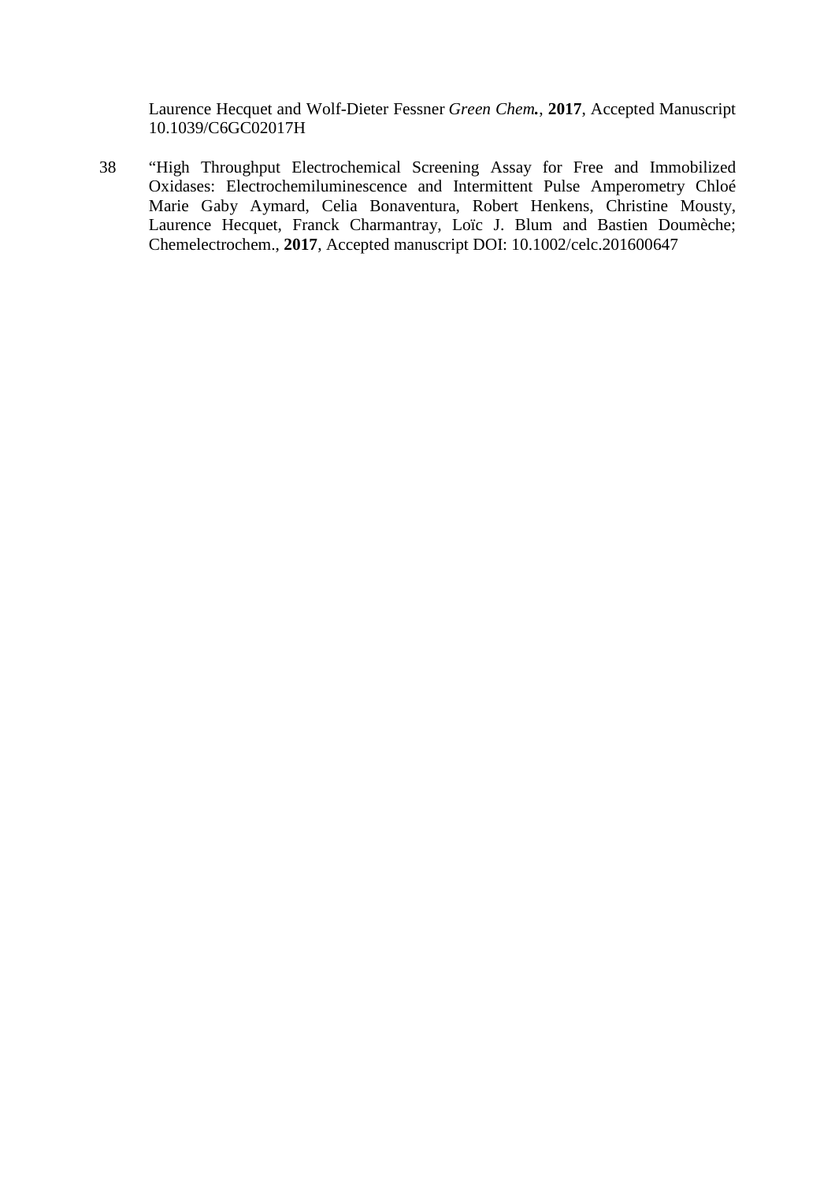Laurence Hecquet and Wolf-Dieter Fessner *Green Chem.*, **2017**, Accepted Manuscript 10.1039/C6GC02017H

38 “High Throughput Electrochemical Screening Assay for Free and Immobilized Oxidases: Electrochemiluminescence and Intermittent Pulse Amperometry Chloé Marie Gaby Aymard, Celia Bonaventura, Robert Henkens, Christine Mousty, Laurence Hecquet, Franck Charmantray, Loïc J. Blum and Bastien Doumèche; Chemelectrochem., **2017**, Accepted manuscript DOI: 10.1002/celc.201600647